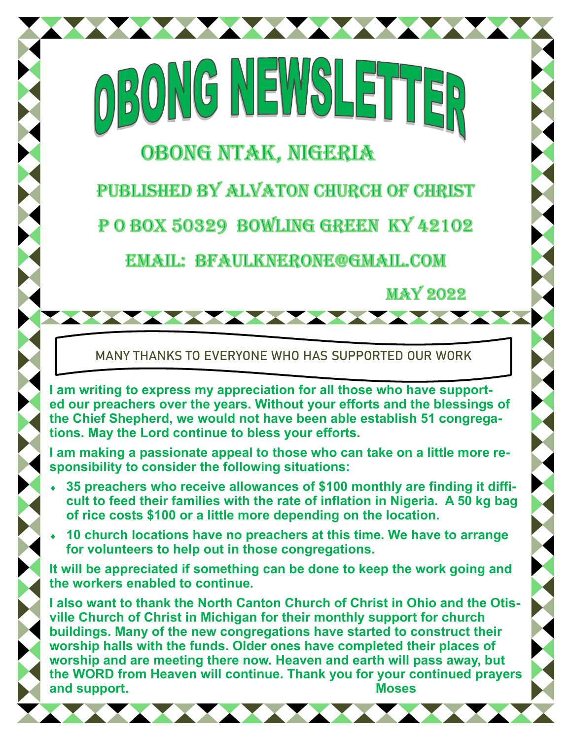# OBONG NEWSLETTER

## Obong Ntak, Nigeria

Published by Alvaton Church of Christ

P O Box 50329 Bowling Green KY 42102

Email: bfaulknerone@gmail.com

May 2022

### MANY THANKS TO EVERYONE WHO HAS SUPPORTED OUR WORK

**I am writing to express my appreciation for all those who have supported our preachers over the years. Without your efforts and the blessings of the Chief Shepherd, we would not have been able establish 51 congregations. May the Lord continue to bless your efforts.**

**I am making a passionate appeal to those who can take on a little more responsibility to consider the following situations:**

- **35 preachers who receive allowances of $100 monthly are finding it difficult to feed their families with the rate of inflation in Nigeria. A 50 kg bag of rice costs $100 or a little more depending on the location.**
- **10 church locations have no preachers at this time. We have to arrange for volunteers to help out in those congregations.**

**It will be appreciated if something can be done to keep the work going and the workers enabled to continue.**

**I also want to thank the North Canton Church of Christ in Ohio and the Otisville Church of Christ in Michigan for their monthly support for church buildings. Many of the new congregations have started to construct their worship halls with the funds. Older ones have completed their places of worship and are meeting there now. Heaven and earth will pass away, but the WORD from Heaven will continue. Thank you for your continued prayers and support.**

**Moses**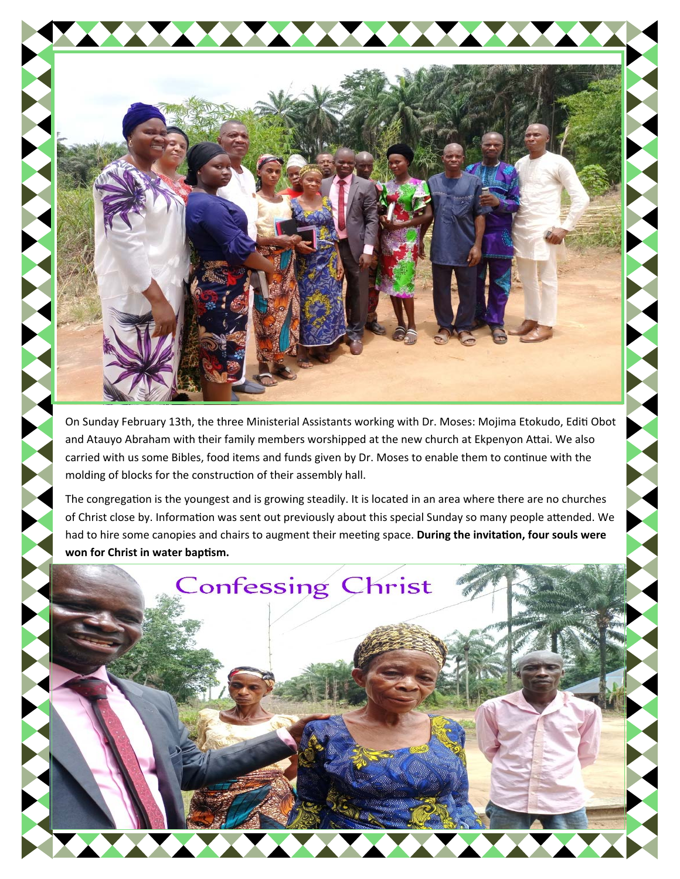On Sunday February 13th, the three Ministerial Assistants working with Dr. Moses: Mojima Etokudo, Editi Obot and Atauyo Abraham with their family members worshipped at the new church at Ekpenyon Attai. We also carried with us some Bibles, food items and funds given by Dr. Moses to enable them to continue with the molding of blocks for the construction of their assembly hall.

The congregation is the youngest and is growing steadily. It is located in an area where there are no churches of Christ close by. Information was sent out previously about this special Sunday so many people attended. We had to hire some canopies and chairs to augment their meeting space. **During the invitation, four souls were won for Christ in water baptism.**

Confessing Christ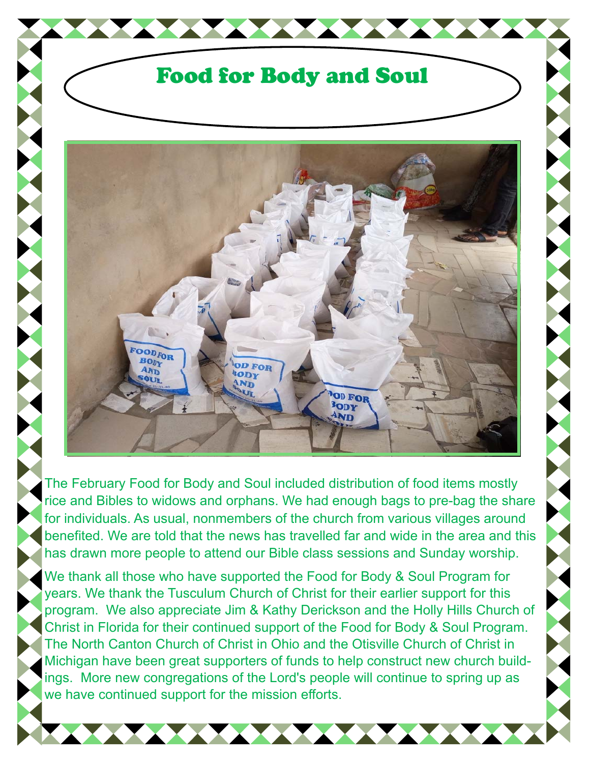# Food for Body and Soul

The February Food for Body and Soul included distribution of food items mostly rice and Bibles to widows and orphans. We had enough bags to pre-bag the share for individuals. As usual, nonmembers of the church from various villages around benefited. We are told that the news has travelled far and wide in the area and this has drawn more people to attend our Bible class sessions and Sunday worship.

We thank all those who have supported the Food for Body & Soul Program for years. We thank the Tusculum Church of Christ for their earlier support for this program. We also appreciate Jim & Kathy Derickson and the Holly Hills Church of Christ in Florida for their continued support of the Food for Body & Soul Program. The North Canton Church of Christ in Ohio and the Otisville Church of Christ in Michigan have been great supporters of funds to help construct new church buildings. More new congregations of the Lord's people will continue to spring up as we have continued support for the mission efforts.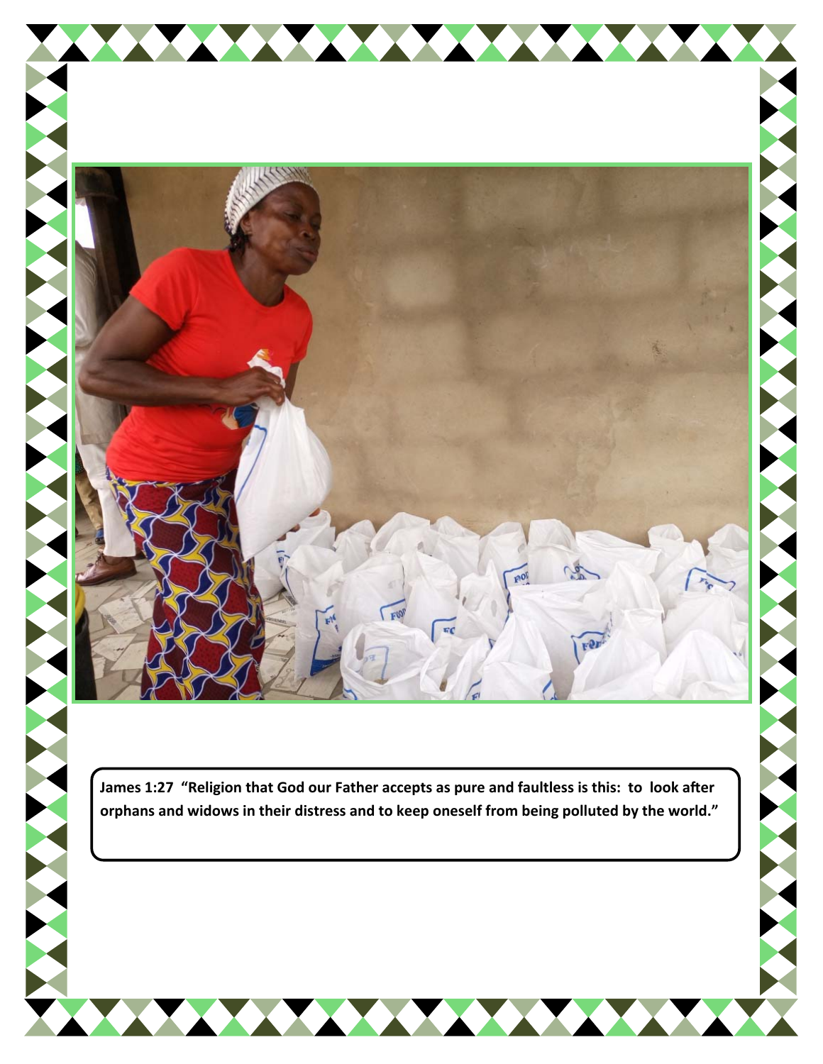**James 1:27 "Religion that God our Father accepts as pure and faultless is this: to look after orphans and widows in their distress and to keep oneself from being polluted by the world."**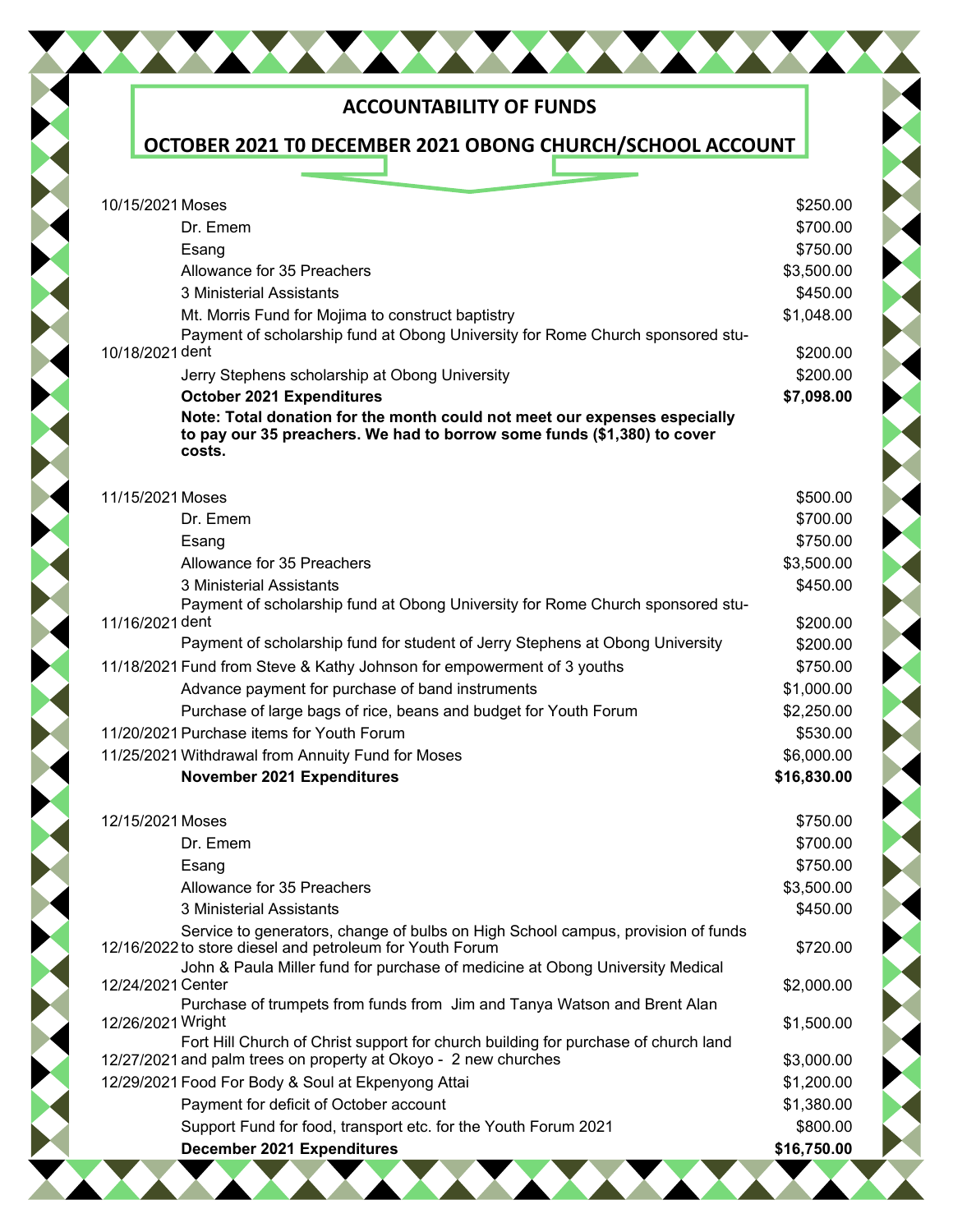## ACCOUNTABILITY OF FUNDS

## OCTOBER 2021 T0 DECEMBER 2021 OBONG CHURCH/SCHOOL ACCOUNT

| Date | Description | Amount |
|---|---|---|
| 10/15/2021 | Moses | $250.00 |
| | Dr. Emem | $700.00 |
| | Esang | $750.00 |
| | Allowance for 35 Preachers | $3,500.00 |
| | 3 Ministerial Assistants | $450.00 |
| | Mt. Morris Fund for Mojima to construct baptistry | $1,048.00 |
| 10/18/2021 | Payment of scholarship fund at Obong University for Rome Church sponsored student | $200.00 |
| | Jerry Stephens scholarship at Obong University | $200.00 |
| | **October 2021 Expenditures** | **$7,098.00** |
| | **Note: Total donation for the month could not meet our expenses especially to pay our 35 preachers. We had to borrow some funds ($1,380) to cover costs.** | |
| 11/15/2021 | Moses | $500.00 |
| | Dr. Emem | $700.00 |
| | Esang | $750.00 |
| | Allowance for 35 Preachers | $3,500.00 |
| | 3 Ministerial Assistants | $450.00 |
| 11/16/2021 | Payment of scholarship fund at Obong University for Rome Church sponsored student | $200.00 |
| | Payment of scholarship fund for student of Jerry Stephens at Obong University | $200.00 |
| 11/18/2021 | Fund from Steve & Kathy Johnson for empowerment of 3 youths | $750.00 |
| | Advance payment for purchase of band instruments | $1,000.00 |
| | Purchase of large bags of rice, beans and budget for Youth Forum | $2,250.00 |
| 11/20/2021 | Purchase items for Youth Forum | $530.00 |
| 11/25/2021 | Withdrawal from Annuity Fund for Moses | $6,000.00 |
| | **November 2021 Expenditures** | **$16,830.00** |
| 12/15/2021 | Moses | $750.00 |
| | Dr. Emem | $700.00 |
| | Esang | $750.00 |
| | Allowance for 35 Preachers | $3,500.00 |
| | 3 Ministerial Assistants | $450.00 |
| 12/16/2022 | Service to generators, change of bulbs on High School campus, provision of funds to store diesel and petroleum for Youth Forum | $720.00 |
| 12/24/2021 | John & Paula Miller fund for purchase of medicine at Obong University Medical Center | $2,000.00 |
| 12/26/2021 | Purchase of trumpets from funds from Jim and Tanya Watson and Brent Alan Wright | $1,500.00 |
| 12/27/2021 | Fort Hill Church of Christ support for church building for purchase of church land and palm trees on property at Okoyo - 2 new churches | $3,000.00 |
| 12/29/2021 | Food For Body & Soul at Ekpenyong Attai | $1,200.00 |
| | Payment for deficit of October account | $1,380.00 |
| | Support Fund for food, transport etc. for the Youth Forum 2021 | $800.00 |
| | **December 2021 Expenditures** | **$16,750.00** |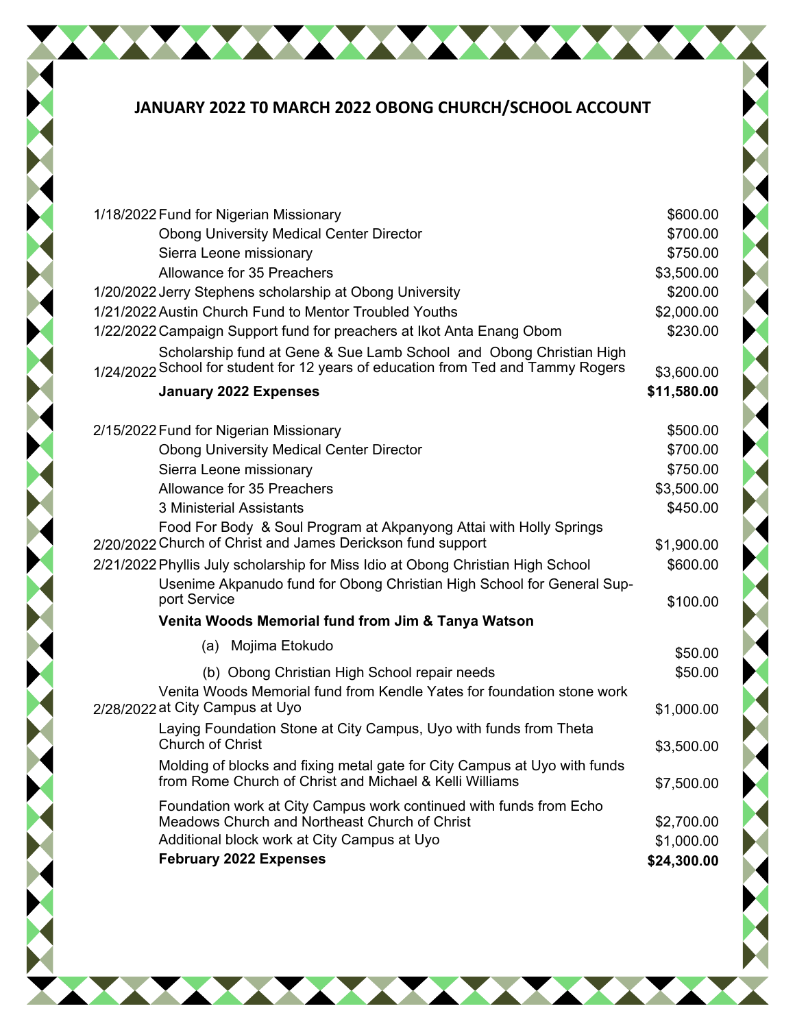## JANUARY 2022 T0 MARCH 2022 OBONG CHURCH/SCHOOL ACCOUNT

| Date | Description | Amount |
|---|---|---|
| 1/18/2022 | Fund for Nigerian Missionary | $600.00 |
| | Obong University Medical Center Director | $700.00 |
| | Sierra Leone missionary | $750.00 |
| | Allowance for 35 Preachers | $3,500.00 |
| 1/20/2022 | Jerry Stephens scholarship at Obong University | $200.00 |
| 1/21/2022 | Austin Church Fund to Mentor Troubled Youths | $2,000.00 |
| 1/22/2022 | Campaign Support fund for preachers at Ikot Anta Enang Obom | $230.00 |
| 1/24/2022 | Scholarship fund at Gene & Sue Lamb School and Obong Christian High School for student for 12 years of education from Ted and Tammy Rogers | $3,600.00 |
| | **January 2022 Expenses** | **$11,580.00** |
| 2/15/2022 | Fund for Nigerian Missionary | $500.00 |
| | Obong University Medical Center Director | $700.00 |
| | Sierra Leone missionary | $750.00 |
| | Allowance for 35 Preachers | $3,500.00 |
| | 3 Ministerial Assistants | $450.00 |
| 2/20/2022 | Food For Body & Soul Program at Akpanyong Attai with Holly Springs Church of Christ and James Derickson fund support | $1,900.00 |
| 2/21/2022 | Phyllis July scholarship for Miss Idio at Obong Christian High School | $600.00 |
| | Usenime Akpanudo fund for Obong Christian High School for General Support Service | $100.00 |
| | **Venita Woods Memorial fund from Jim & Tanya Watson** | |
| | (a) Mojima Etokudo | $50.00 |
| | (b) Obong Christian High School repair needs | $50.00 |
| 2/28/2022 | Venita Woods Memorial fund from Kendle Yates for foundation stone work at City Campus at Uyo | $1,000.00 |
| | Laying Foundation Stone at City Campus, Uyo with funds from Theta Church of Christ | $3,500.00 |
| | Molding of blocks and fixing metal gate for City Campus at Uyo with funds from Rome Church of Christ and Michael & Kelli Williams | $7,500.00 |
| | Foundation work at City Campus work continued with funds from Echo Meadows Church and Northeast Church of Christ | $2,700.00 |
| | Additional block work at City Campus at Uyo | $1,000.00 |
| | **February 2022 Expenses** | **$24,300.00** |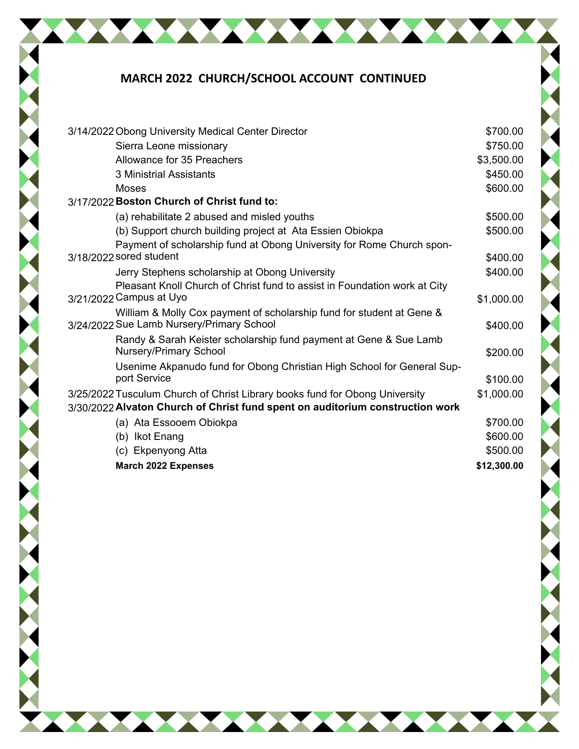## MARCH 2022 CHURCH/SCHOOL ACCOUNT CONTINUED

| Date | Description | Amount |
|---|---|---|
| 3/14/2022 | Obong University Medical Center Director | $700.00 |
| | Sierra Leone missionary | $750.00 |
| | Allowance for 35 Preachers | $3,500.00 |
| | 3 Ministrial Assistants | $450.00 |
| | Moses | $600.00 |
| 3/17/2022 | **Boston Church of Christ fund to:** | |
| | (a) rehabilitate 2 abused and misled youths | $500.00 |
| | (b) Support church building project at Ata Essien Obiokpa | $500.00 |
| 3/18/2022 | Payment of scholarship fund at Obong University for Rome Church sponsored student | $400.00 |
| | Jerry Stephens scholarship at Obong University | $400.00 |
| 3/21/2022 | Pleasant Knoll Church of Christ fund to assist in Foundation work at City Campus at Uyo | $1,000.00 |
| 3/24/2022 | William & Molly Cox payment of scholarship fund for student at Gene & Sue Lamb Nursery/Primary School | $400.00 |
| | Randy & Sarah Keister scholarship fund payment at Gene & Sue Lamb Nursery/Primary School | $200.00 |
| | Usenime Akpanudo fund for Obong Christian High School for General Support Service | $100.00 |
| 3/25/2022 | Tusculum Church of Christ Library books fund for Obong University | $1,000.00 |
| 3/30/2022 | **Alvaton Church of Christ fund spent on auditorium construction work** | |
| | (a) Ata Essooem Obiokpa | $700.00 |
| | (b) Ikot Enang | $600.00 |
| | (c) Ekpenyong Atta | $500.00 |
| | **March 2022 Expenses** | **$12,300.00** |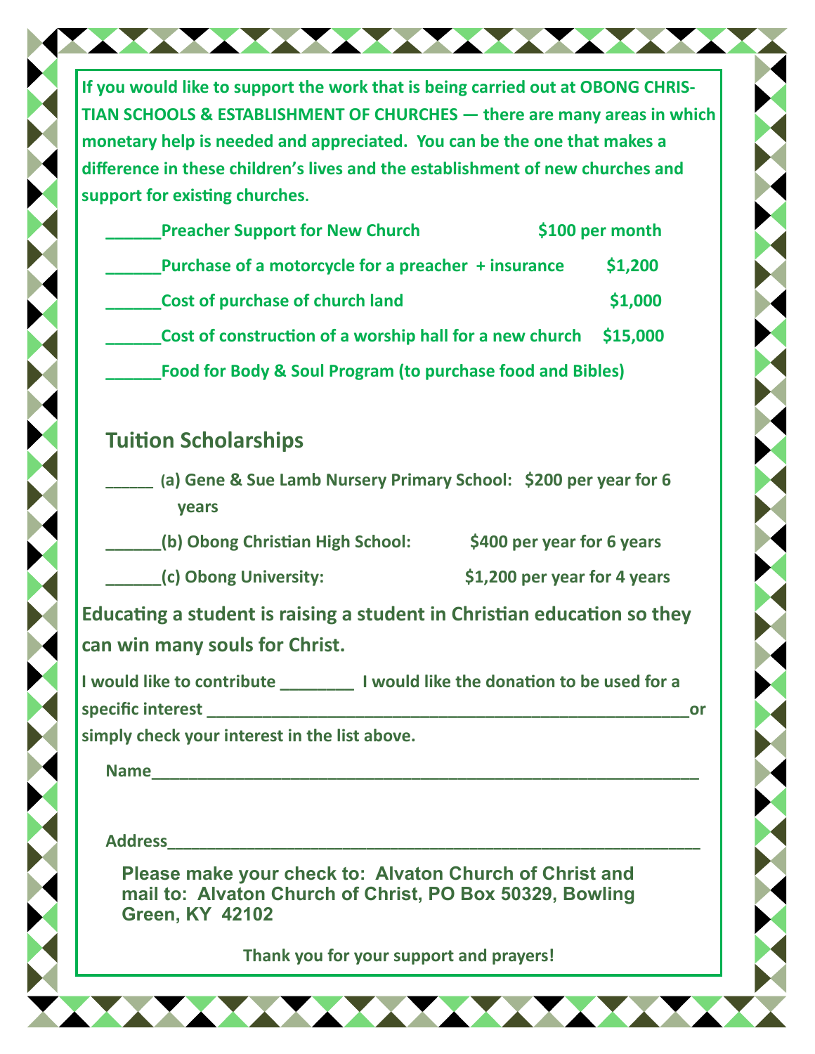**If you would like to support the work that is being carried out at OBONG CHRISTIAN SCHOOLS & ESTABLISHMENT OF CHURCHES — there are many areas in which monetary help is needed and appreciated. You can be the one that makes a difference in these children's lives and the establishment of new churches and support for existing churches.**

**______Preacher Support for New Church $100 per month**

**______Purchase of a motorcycle for a preacher + insurance $1,200**

**______Cost of purchase of church land $1,000**

**______Cost of construction of a worship hall for a new church $15,000**

**______Food for Body & Soul Program (to purchase food and Bibles)**

## Tuition Scholarships

**_____ (a) Gene & Sue Lamb Nursery Primary School: $200 per year for 6 years**

**______(b) Obong Christian High School: $400 per year for 6 years**

**______(c) Obong University: $1,200 per year for 4 years**

**Educating a student is raising a student in Christian education so they can win many souls for Christ.**

**I would like to contribute ________ I would like the donation to be used for a specific interest ________________________________________________________or simply check your interest in the list above.**

**Name_______________________________________________________________**

**Address_____________________________________________________________**

**Please make your check to: Alvaton Church of Christ and mail to: Alvaton Church of Christ, PO Box 50329, Bowling Green, KY 42102**

**Thank you for your support and prayers!**